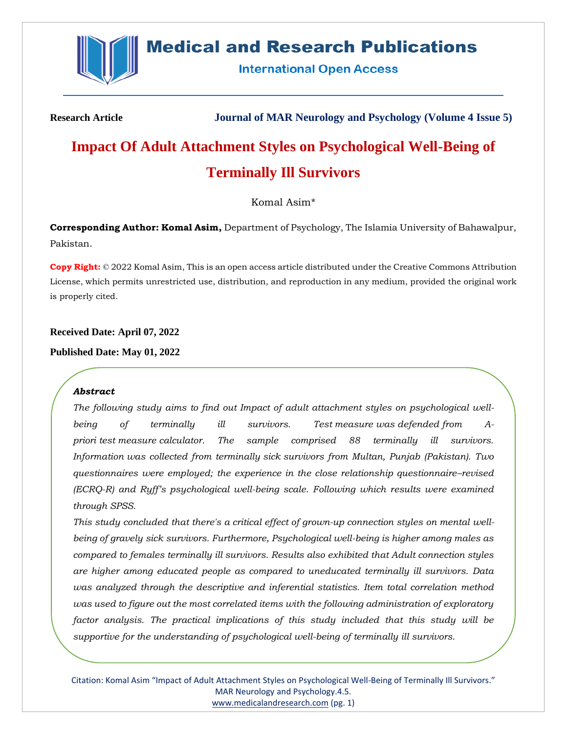**Research Article** **Journal of MAR Neurology and Psychology (Volume 4 Issue 5)**

# Impact Of Adult Attachment Styles on Psychological Well-Being of Terminally Ill Survivors

Komal Asim*

**Corresponding Author: Komal Asim,** Department of Psychology, The Islamia University of Bahawalpur, Pakistan.

**Copy Right:** © 2022 Komal Asim, This is an open access article distributed under the Creative Commons Attribution License, which permits unrestricted use, distribution, and reproduction in any medium, provided the original work is properly cited.

**Received Date: April 07, 2022**

**Published Date: May 01, 2022**

***Abstract***

*The following study aims to find out Impact of adult attachment styles on psychological well-being of terminally ill survivors. Test measure was defended from A-priori test measure calculator. The sample comprised 88 terminally ill survivors. Information was collected from terminally sick survivors from Multan, Punjab (Pakistan). Two questionnaires were employed; the experience in the close relationship questionnaire–revised (ECRQ-R) and Ryff's psychological well-being scale. Following which results were examined through SPSS.*

*This study concluded that there's a critical effect of grown-up connection styles on mental well-being of gravely sick survivors. Furthermore, Psychological well-being is higher among males as compared to females terminally ill survivors. Results also exhibited that Adult connection styles are higher among educated people as compared to uneducated terminally ill survivors. Data was analyzed through the descriptive and inferential statistics. Item total correlation method was used to figure out the most correlated items with the following administration of exploratory factor analysis. The practical implications of this study included that this study will be supportive for the understanding of psychological well-being of terminally ill survivors.*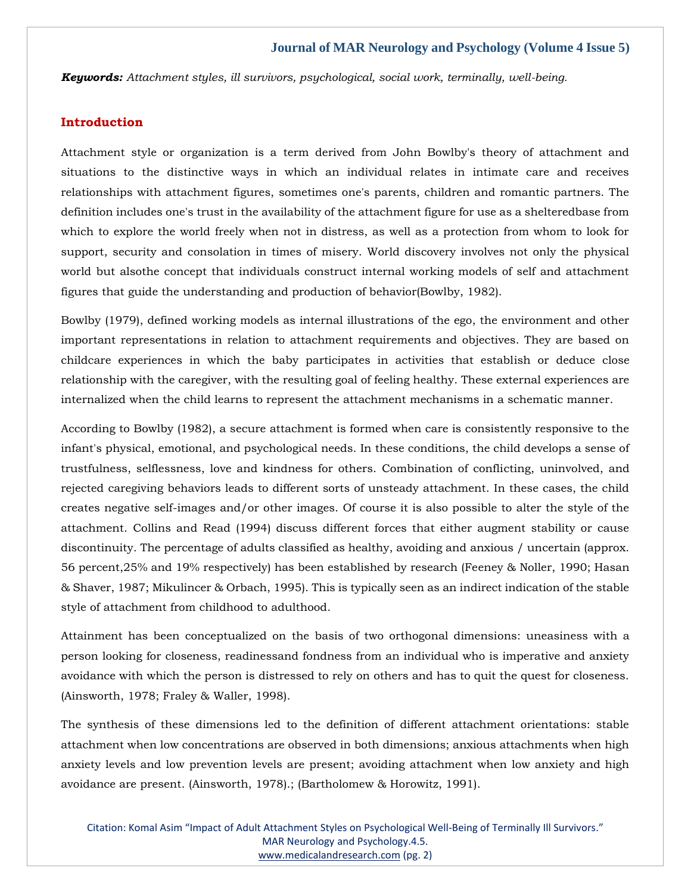***Keywords:*** *Attachment styles, ill survivors, psychological, social work, terminally, well-being.*

## Introduction

Attachment style or organization is a term derived from John Bowlby's theory of attachment and situations to the distinctive ways in which an individual relates in intimate care and receives relationships with attachment figures, sometimes one's parents, children and romantic partners. The definition includes one's trust in the availability of the attachment figure for use as a shelteredbase from which to explore the world freely when not in distress, as well as a protection from whom to look for support, security and consolation in times of misery. World discovery involves not only the physical world but alsothe concept that individuals construct internal working models of self and attachment figures that guide the understanding and production of behavior(Bowlby, 1982).

Bowlby (1979), defined working models as internal illustrations of the ego, the environment and other important representations in relation to attachment requirements and objectives. They are based on childcare experiences in which the baby participates in activities that establish or deduce close relationship with the caregiver, with the resulting goal of feeling healthy. These external experiences are internalized when the child learns to represent the attachment mechanisms in a schematic manner.

According to Bowlby (1982), a secure attachment is formed when care is consistently responsive to the infant's physical, emotional, and psychological needs. In these conditions, the child develops a sense of trustfulness, selflessness, love and kindness for others. Combination of conflicting, uninvolved, and rejected caregiving behaviors leads to different sorts of unsteady attachment. In these cases, the child creates negative self-images and/or other images. Of course it is also possible to alter the style of the attachment. Collins and Read (1994) discuss different forces that either augment stability or cause discontinuity. The percentage of adults classified as healthy, avoiding and anxious / uncertain (approx. 56 percent,25% and 19% respectively) has been established by research (Feeney & Noller, 1990; Hasan & Shaver, 1987; Mikulincer & Orbach, 1995). This is typically seen as an indirect indication of the stable style of attachment from childhood to adulthood.

Attainment has been conceptualized on the basis of two orthogonal dimensions: uneasiness with a person looking for closeness, readinessand fondness from an individual who is imperative and anxiety avoidance with which the person is distressed to rely on others and has to quit the quest for closeness. (Ainsworth, 1978; Fraley & Waller, 1998).

The synthesis of these dimensions led to the definition of different attachment orientations: stable attachment when low concentrations are observed in both dimensions; anxious attachments when high anxiety levels and low prevention levels are present; avoiding attachment when low anxiety and high avoidance are present. (Ainsworth, 1978).; (Bartholomew & Horowitz, 1991).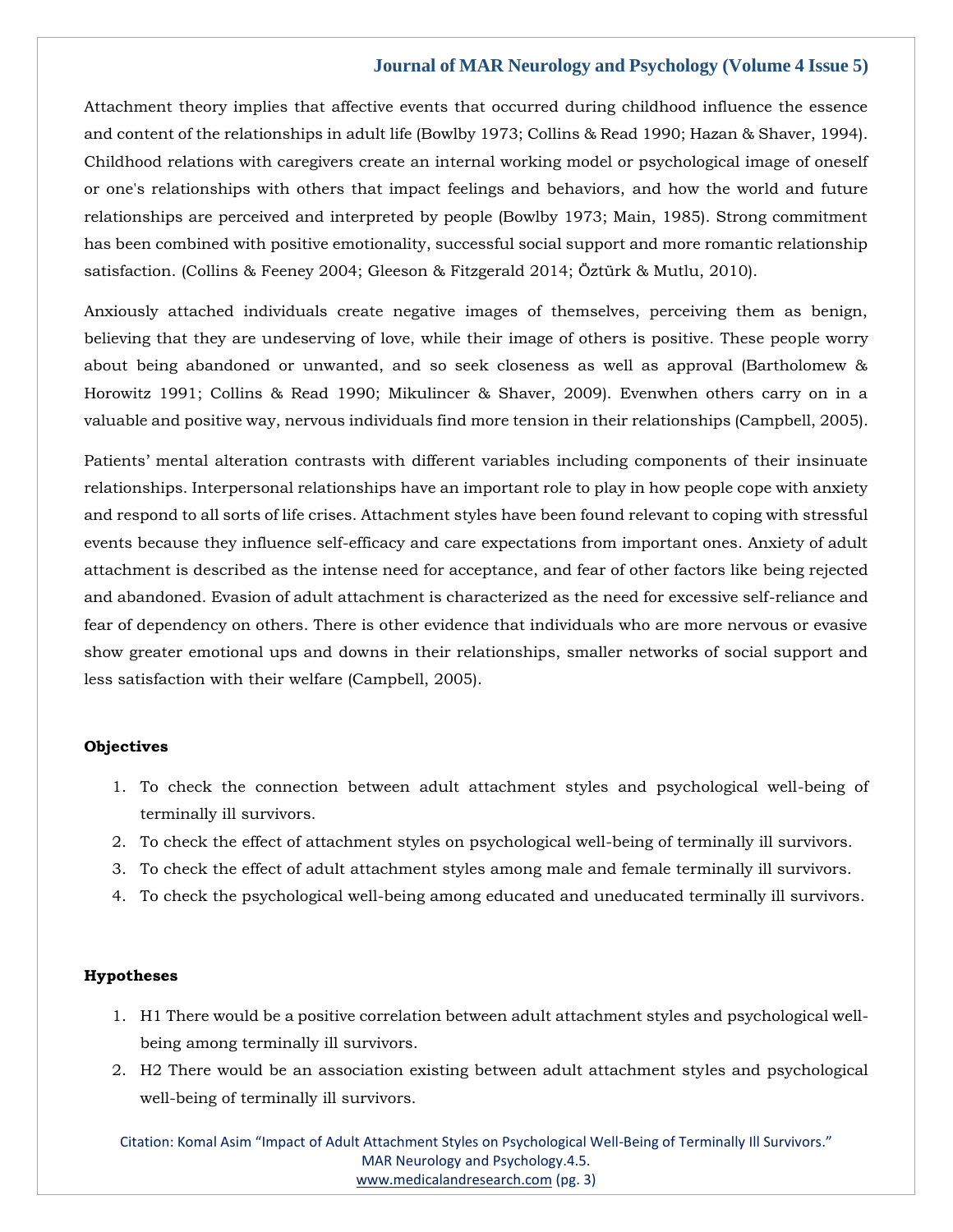Attachment theory implies that affective events that occurred during childhood influence the essence and content of the relationships in adult life (Bowlby 1973; Collins & Read 1990; Hazan & Shaver, 1994). Childhood relations with caregivers create an internal working model or psychological image of oneself or one's relationships with others that impact feelings and behaviors, and how the world and future relationships are perceived and interpreted by people (Bowlby 1973; Main, 1985). Strong commitment has been combined with positive emotionality, successful social support and more romantic relationship satisfaction. (Collins & Feeney 2004; Gleeson & Fitzgerald 2014; Öztürk & Mutlu, 2010).

Anxiously attached individuals create negative images of themselves, perceiving them as benign, believing that they are undeserving of love, while their image of others is positive. These people worry about being abandoned or unwanted, and so seek closeness as well as approval (Bartholomew & Horowitz 1991; Collins & Read 1990; Mikulincer & Shaver, 2009). Evenwhen others carry on in a valuable and positive way, nervous individuals find more tension in their relationships (Campbell, 2005).

Patients' mental alteration contrasts with different variables including components of their insinuate relationships. Interpersonal relationships have an important role to play in how people cope with anxiety and respond to all sorts of life crises. Attachment styles have been found relevant to coping with stressful events because they influence self-efficacy and care expectations from important ones. Anxiety of adult attachment is described as the intense need for acceptance, and fear of other factors like being rejected and abandoned. Evasion of adult attachment is characterized as the need for excessive self-reliance and fear of dependency on others. There is other evidence that individuals who are more nervous or evasive show greater emotional ups and downs in their relationships, smaller networks of social support and less satisfaction with their welfare (Campbell, 2005).

### Objectives

1. To check the connection between adult attachment styles and psychological well-being of terminally ill survivors.
2. To check the effect of attachment styles on psychological well-being of terminally ill survivors.
3. To check the effect of adult attachment styles among male and female terminally ill survivors.
4. To check the psychological well-being among educated and uneducated terminally ill survivors.

### Hypotheses

1. H1 There would be a positive correlation between adult attachment styles and psychological well-being among terminally ill survivors.
2. H2 There would be an association existing between adult attachment styles and psychological well-being of terminally ill survivors.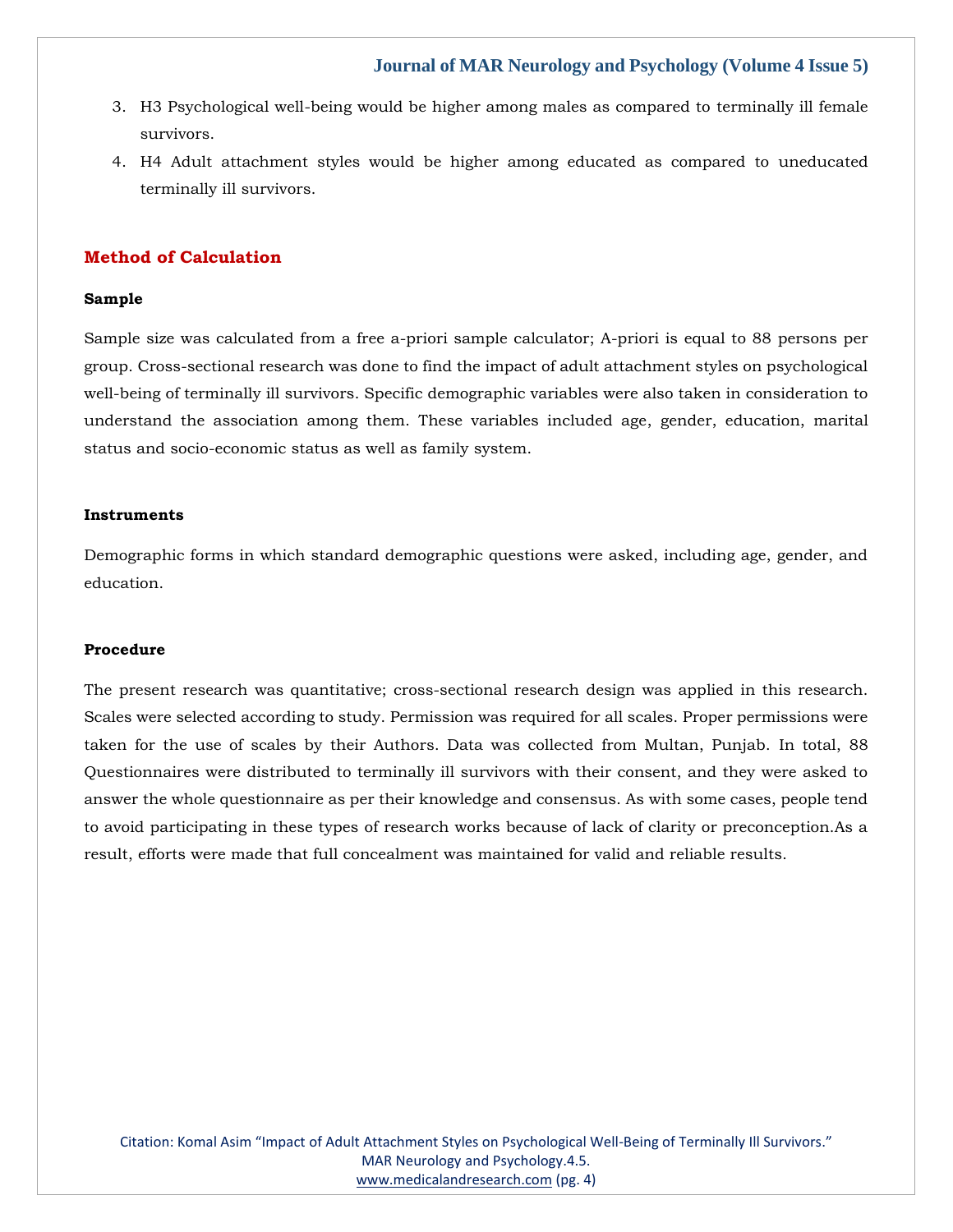3. H3 Psychological well-being would be higher among males as compared to terminally ill female survivors.
4. H4 Adult attachment styles would be higher among educated as compared to uneducated terminally ill survivors.

## Method of Calculation

### Sample

Sample size was calculated from a free a-priori sample calculator; A-priori is equal to 88 persons per group. Cross-sectional research was done to find the impact of adult attachment styles on psychological well-being of terminally ill survivors. Specific demographic variables were also taken in consideration to understand the association among them. These variables included age, gender, education, marital status and socio-economic status as well as family system.

### Instruments

Demographic forms in which standard demographic questions were asked, including age, gender, and education.

### Procedure

The present research was quantitative; cross-sectional research design was applied in this research. Scales were selected according to study. Permission was required for all scales. Proper permissions were taken for the use of scales by their Authors. Data was collected from Multan, Punjab. In total, 88 Questionnaires were distributed to terminally ill survivors with their consent, and they were asked to answer the whole questionnaire as per their knowledge and consensus. As with some cases, people tend to avoid participating in these types of research works because of lack of clarity or preconception.As a result, efforts were made that full concealment was maintained for valid and reliable results.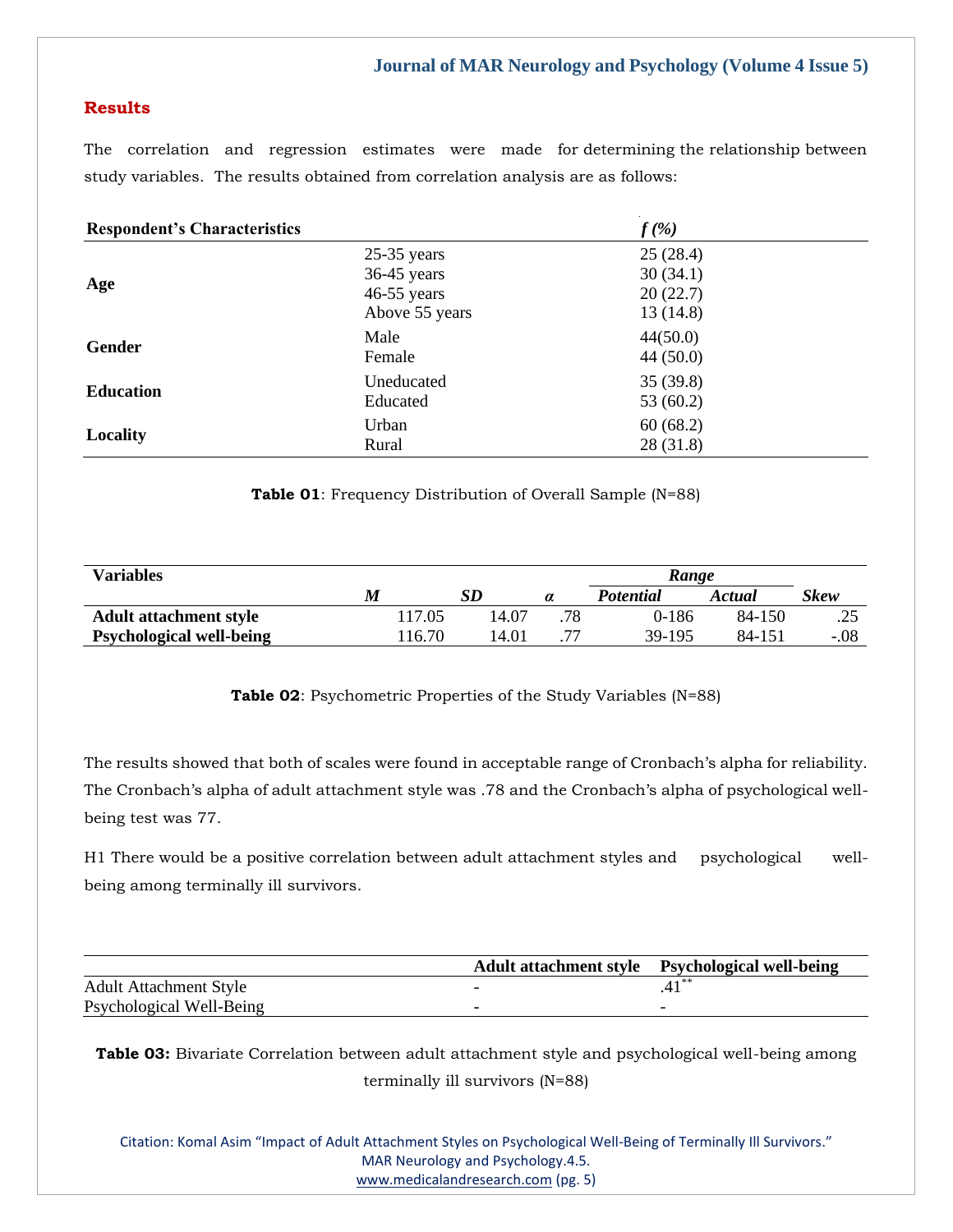## Results

The correlation and regression estimates were made for determining the relationship between study variables. The results obtained from correlation analysis are as follows:

| Respondent's Characteristics | | f (%) |
|---|---|---|
| Age | 25-35 years | 25 (28.4) |
| | 36-45 years | 30 (34.1) |
| | 46-55 years | 20 (22.7) |
| | Above 55 years | 13 (14.8) |
| Gender | Male | 44(50.0) |
| | Female | 44 (50.0) |
| Education | Uneducated | 35 (39.8) |
| | Educated | 53 (60.2) |
| Locality | Urban | 60 (68.2) |
| | Rural | 28 (31.8) |

**Table 01**: Frequency Distribution of Overall Sample (N=88)

| Variables | | | | Range | | |
|---|---|---|---|---|---|---|
| | *M* | *SD* | *α* | *Potential* | *Actual* | *Skew* |
| **Adult attachment style** | 117.05 | 14.07 | .78 | 0-186 | 84-150 | .25 |
| **Psychological well-being** | 116.70 | 14.01 | .77 | 39-195 | 84-151 | -.08 |

**Table 02**: Psychometric Properties of the Study Variables (N=88)

The results showed that both of scales were found in acceptable range of Cronbach's alpha for reliability. The Cronbach's alpha of adult attachment style was .78 and the Cronbach's alpha of psychological well-being test was 77.

H1 There would be a positive correlation between adult attachment styles and psychological well-being among terminally ill survivors.

| | Adult attachment style | Psychological well-being |
|---|---|---|
| Adult Attachment Style | - | .41** |
| Psychological Well-Being | - | - |

**Table 03:** Bivariate Correlation between adult attachment style and psychological well-being among terminally ill survivors (N=88)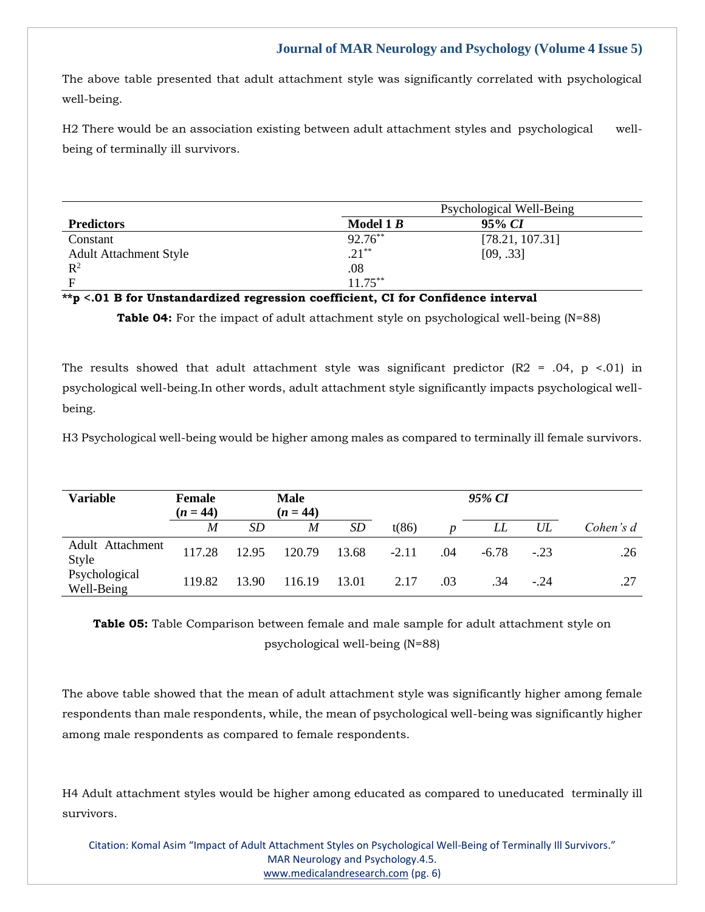The above table presented that adult attachment style was significantly correlated with psychological well-being.

H2 There would be an association existing between adult attachment styles and psychological well-being of terminally ill survivors.

| | Psychological Well-Being | |
|---|---|---|
| **Predictors** | **Model 1 *B*** | **95% *CI*** |
| Constant | 92.76** | [78.21, 107.31] |
| Adult Attachment Style | .21** | [09, .33] |
| $R^2$ | .08 | |
| F | 11.75** | |

**\*\*p <.01 B for Unstandardized regression coefficient, CI for Confidence interval**

**Table 04:** For the impact of adult attachment style on psychological well-being (N=88)

The results showed that adult attachment style was significant predictor ($R2 = .04$, $p <.01$) in psychological well-being.In other words, adult attachment style significantly impacts psychological well-being.

H3 Psychological well-being would be higher among males as compared to terminally ill female survivors.

| **Variable** | **Female (*n* = 44)** | | **Male (*n* = 44)** | | | | ***95% CI*** | | |
|---|---|---|---|---|---|---|---|---|---|
| | *M* | *SD* | *M* | *SD* | t(86) | *p* | *LL* | *UL* | *Cohen's d* |
| Adult Attachment Style | 117.28 | 12.95 | 120.79 | 13.68 | -2.11 | .04 | -6.78 | -.23 | .26 |
| Psychological Well-Being | 119.82 | 13.90 | 116.19 | 13.01 | 2.17 | .03 | .34 | -.24 | .27 |

**Table 05:** Table Comparison between female and male sample for adult attachment style on psychological well-being (N=88)

The above table showed that the mean of adult attachment style was significantly higher among female respondents than male respondents, while, the mean of psychological well-being was significantly higher among male respondents as compared to female respondents.

H4 Adult attachment styles would be higher among educated as compared to uneducated terminally ill survivors.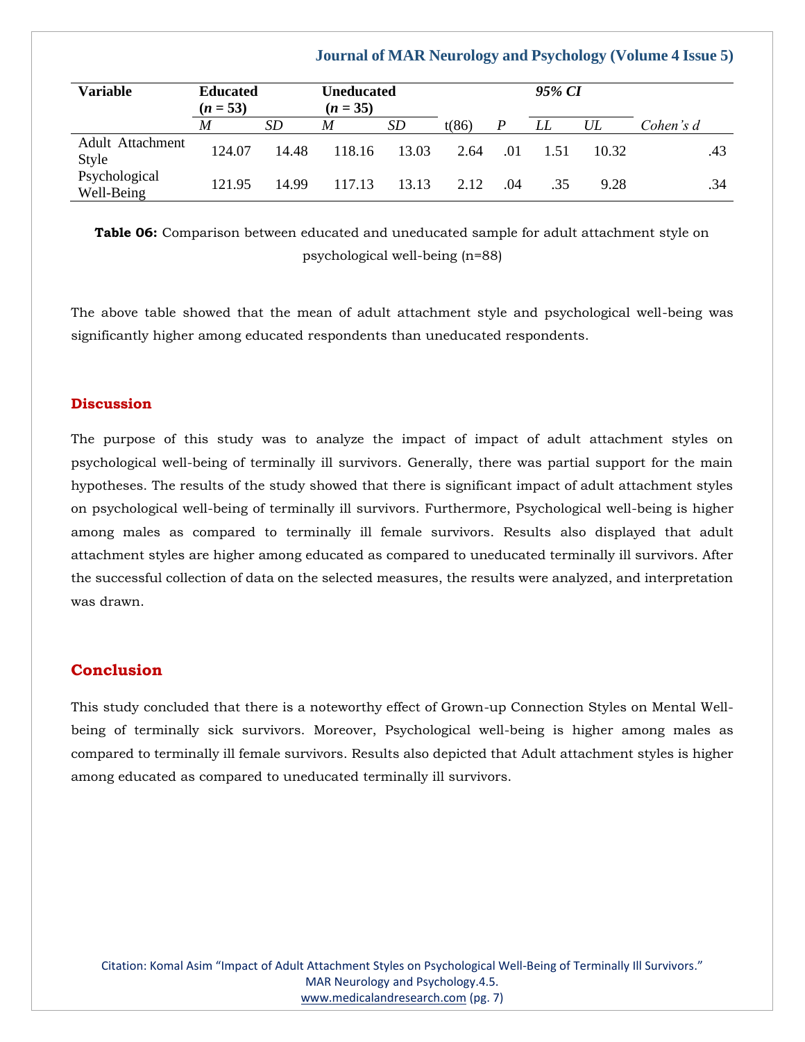| Variable | Educated ($n$ = 53) | | Uneducated ($n$ = 35) | | | | 95% CI | | |
|---|---|---|---|---|---|---|---|---|---|
| | *M* | *SD* | *M* | *SD* | t(86) | *P* | *LL* | *UL* | *Cohen's d* |
| Adult Attachment Style | 124.07 | 14.48 | 118.16 | 13.03 | 2.64 | .01 | 1.51 | 10.32 | .43 |
| Psychological Well-Being | 121.95 | 14.99 | 117.13 | 13.13 | 2.12 | .04 | .35 | 9.28 | .34 |

**Table 06:** Comparison between educated and uneducated sample for adult attachment style on psychological well-being (n=88)

The above table showed that the mean of adult attachment style and psychological well-being was significantly higher among educated respondents than uneducated respondents.

## Discussion

The purpose of this study was to analyze the impact of impact of adult attachment styles on psychological well-being of terminally ill survivors. Generally, there was partial support for the main hypotheses. The results of the study showed that there is significant impact of adult attachment styles on psychological well-being of terminally ill survivors. Furthermore, Psychological well-being is higher among males as compared to terminally ill female survivors. Results also displayed that adult attachment styles are higher among educated as compared to uneducated terminally ill survivors. After the successful collection of data on the selected measures, the results were analyzed, and interpretation was drawn.

## Conclusion

This study concluded that there is a noteworthy effect of Grown-up Connection Styles on Mental Well-being of terminally sick survivors. Moreover, Psychological well-being is higher among males as compared to terminally ill female survivors. Results also depicted that Adult attachment styles is higher among educated as compared to uneducated terminally ill survivors.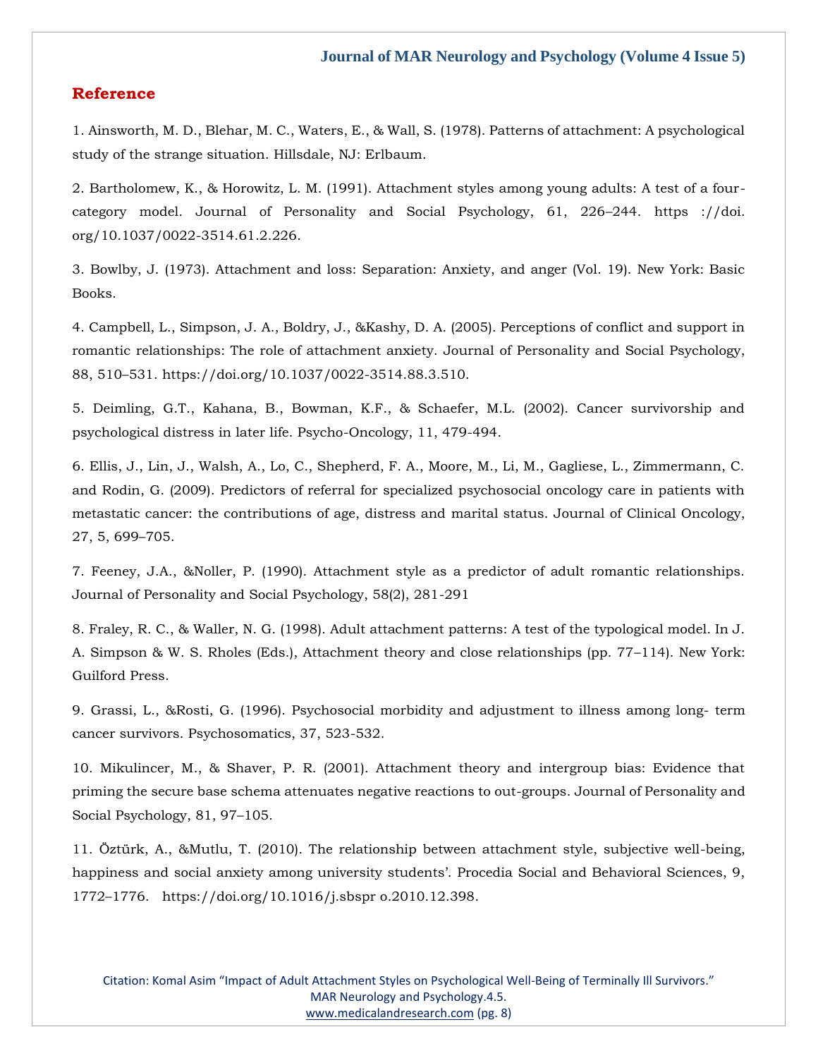## Reference

1. Ainsworth, M. D., Blehar, M. C., Waters, E., & Wall, S. (1978). Patterns of attachment: A psychological study of the strange situation. Hillsdale, NJ: Erlbaum.

2. Bartholomew, K., & Horowitz, L. M. (1991). Attachment styles among young adults: A test of a four-category model. Journal of Personality and Social Psychology, 61, 226–244. https ://doi. org/10.1037/0022-3514.61.2.226.

3. Bowlby, J. (1973). Attachment and loss: Separation: Anxiety, and anger (Vol. 19). New York: Basic Books.

4. Campbell, L., Simpson, J. A., Boldry, J., &Kashy, D. A. (2005). Perceptions of conflict and support in romantic relationships: The role of attachment anxiety. Journal of Personality and Social Psychology, 88, 510–531. https://doi.org/10.1037/0022-3514.88.3.510.

5. Deimling, G.T., Kahana, B., Bowman, K.F., & Schaefer, M.L. (2002). Cancer survivorship and psychological distress in later life. Psycho-Oncology, 11, 479-494.

6. Ellis, J., Lin, J., Walsh, A., Lo, C., Shepherd, F. A., Moore, M., Li, M., Gagliese, L., Zimmermann, C. and Rodin, G. (2009). Predictors of referral for specialized psychosocial oncology care in patients with metastatic cancer: the contributions of age, distress and marital status. Journal of Clinical Oncology, 27, 5, 699–705.

7. Feeney, J.A., &Noller, P. (1990). Attachment style as a predictor of adult romantic relationships. Journal of Personality and Social Psychology, 58(2), 281-291

8. Fraley, R. C., & Waller, N. G. (1998). Adult attachment patterns: A test of the typological model. In J. A. Simpson & W. S. Rholes (Eds.), Attachment theory and close relationships (pp. 77–114). New York: Guilford Press.

9. Grassi, L., &Rosti, G. (1996). Psychosocial morbidity and adjustment to illness among long- term cancer survivors. Psychosomatics, 37, 523-532.

10. Mikulincer, M., & Shaver, P. R. (2001). Attachment theory and intergroup bias: Evidence that priming the secure base schema attenuates negative reactions to out-groups. Journal of Personality and Social Psychology, 81, 97–105.

11. Öztürk, A., &Mutlu, T. (2010). The relationship between attachment style, subjective well-being, happiness and social anxiety among university students'. Procedia Social and Behavioral Sciences, 9, 1772–1776. https://doi.org/10.1016/j.sbspr o.2010.12.398.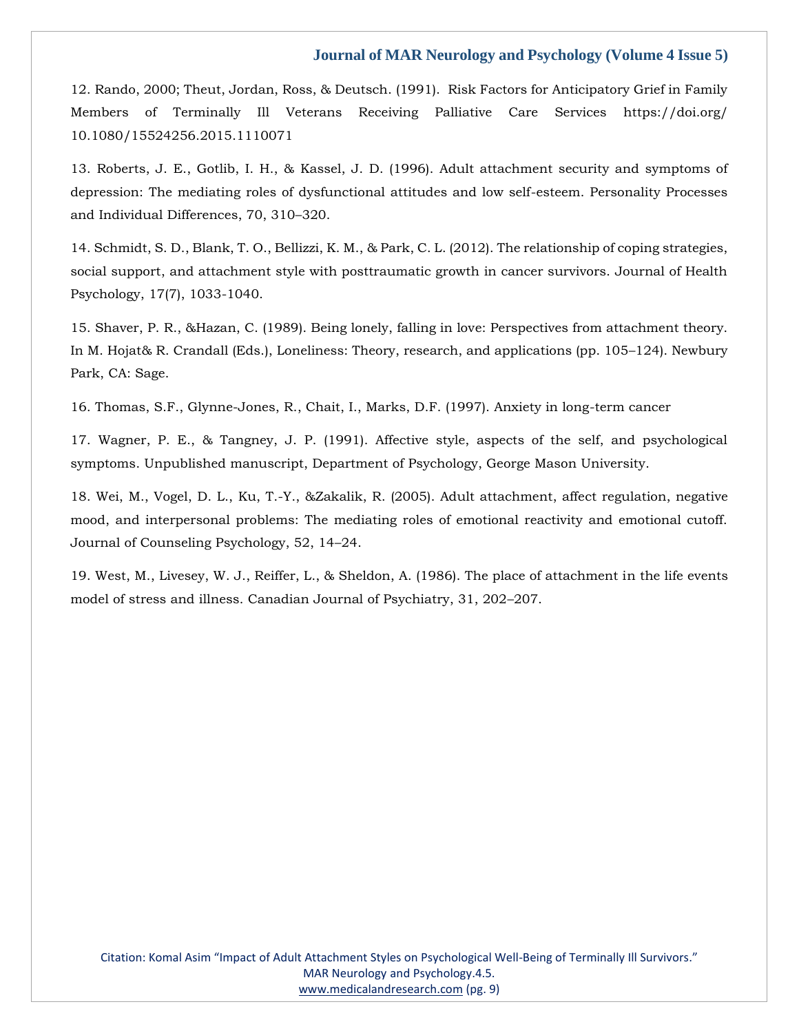12. Rando, 2000; Theut, Jordan, Ross, & Deutsch. (1991). Risk Factors for Anticipatory Grief in Family Members of Terminally Ill Veterans Receiving Palliative Care Services https://doi.org/10.1080/15524256.2015.1110071

13. Roberts, J. E., Gotlib, I. H., & Kassel, J. D. (1996). Adult attachment security and symptoms of depression: The mediating roles of dysfunctional attitudes and low self-esteem. Personality Processes and Individual Differences, 70, 310–320.

14. Schmidt, S. D., Blank, T. O., Bellizzi, K. M., & Park, C. L. (2012). The relationship of coping strategies, social support, and attachment style with posttraumatic growth in cancer survivors. Journal of Health Psychology, 17(7), 1033-1040.

15. Shaver, P. R., &Hazan, C. (1989). Being lonely, falling in love: Perspectives from attachment theory. In M. Hojat& R. Crandall (Eds.), Loneliness: Theory, research, and applications (pp. 105–124). Newbury Park, CA: Sage.

16. Thomas, S.F., Glynne-Jones, R., Chait, I., Marks, D.F. (1997). Anxiety in long-term cancer

17. Wagner, P. E., & Tangney, J. P. (1991). Affective style, aspects of the self, and psychological symptoms. Unpublished manuscript, Department of Psychology, George Mason University.

18. Wei, M., Vogel, D. L., Ku, T.-Y., &Zakalik, R. (2005). Adult attachment, affect regulation, negative mood, and interpersonal problems: The mediating roles of emotional reactivity and emotional cutoff. Journal of Counseling Psychology, 52, 14–24.

19. West, M., Livesey, W. J., Reiffer, L., & Sheldon, A. (1986). The place of attachment in the life events model of stress and illness. Canadian Journal of Psychiatry, 31, 202–207.